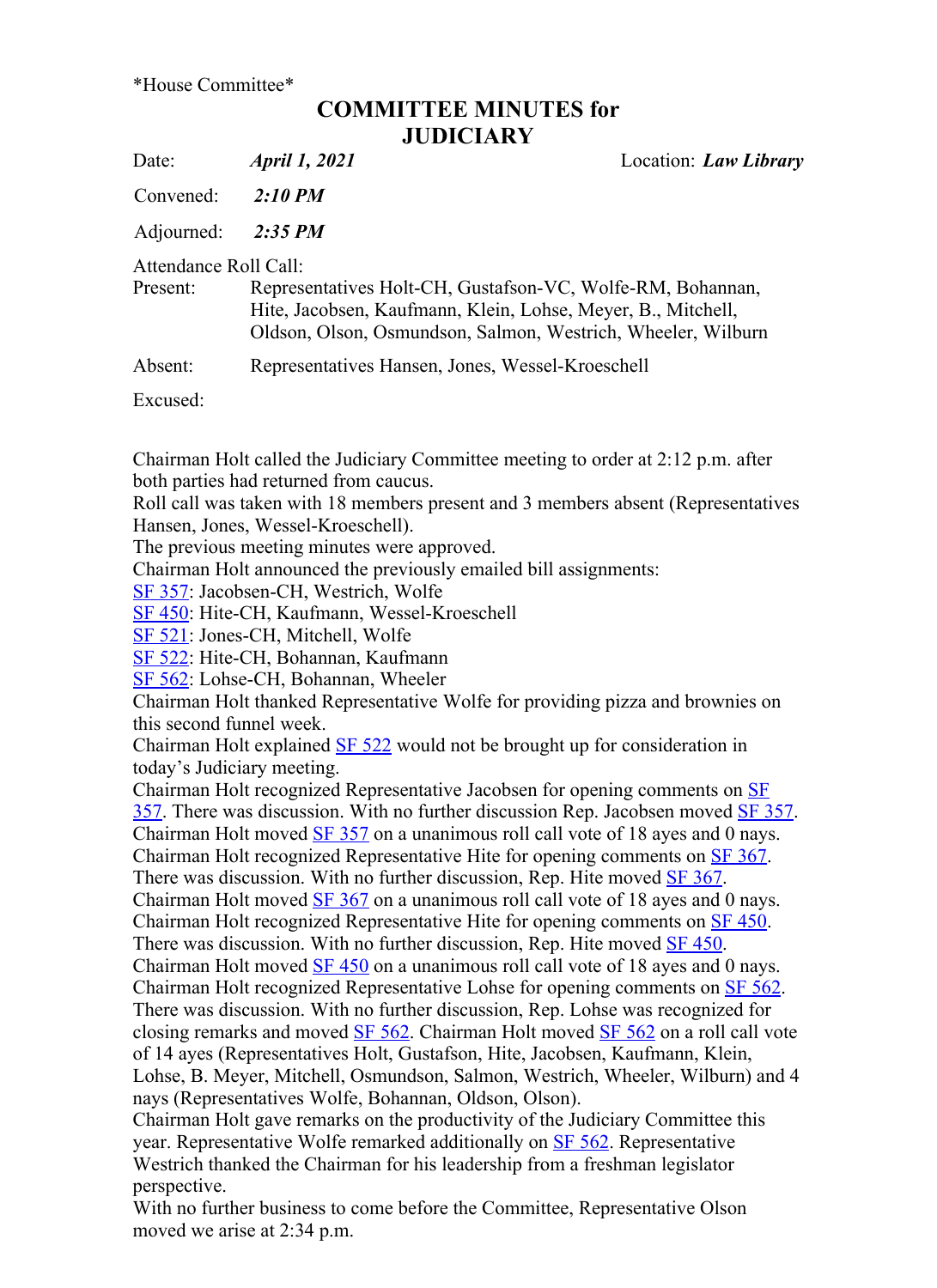*House Committee*

# COMMITTEE MINUTES for JUDICIARY

Date: ***April 1, 2021*** Location: ***Law Library***

Convened: ***2:10 PM***

Adjourned: ***2:35 PM***

Attendance Roll Call:

Present: Representatives Holt-CH, Gustafson-VC, Wolfe-RM, Bohannan, Hite, Jacobsen, Kaufmann, Klein, Lohse, Meyer, B., Mitchell, Oldson, Olson, Osmundson, Salmon, Westrich, Wheeler, Wilburn

Absent: Representatives Hansen, Jones, Wessel-Kroeschell

Excused:

Chairman Holt called the Judiciary Committee meeting to order at 2:12 p.m. after both parties had returned from caucus.
Roll call was taken with 18 members present and 3 members absent (Representatives Hansen, Jones, Wessel-Kroeschell).
The previous meeting minutes were approved.
Chairman Holt announced the previously emailed bill assignments:
SF 357: Jacobsen-CH, Westrich, Wolfe
SF 450: Hite-CH, Kaufmann, Wessel-Kroeschell
SF 521: Jones-CH, Mitchell, Wolfe
SF 522: Hite-CH, Bohannan, Kaufmann
SF 562: Lohse-CH, Bohannan, Wheeler
Chairman Holt thanked Representative Wolfe for providing pizza and brownies on this second funnel week.
Chairman Holt explained SF 522 would not be brought up for consideration in today's Judiciary meeting.
Chairman Holt recognized Representative Jacobsen for opening comments on SF 357. There was discussion. With no further discussion Rep. Jacobsen moved SF 357. Chairman Holt moved SF 357 on a unanimous roll call vote of 18 ayes and 0 nays.
Chairman Holt recognized Representative Hite for opening comments on SF 367. There was discussion. With no further discussion, Rep. Hite moved SF 367. Chairman Holt moved SF 367 on a unanimous roll call vote of 18 ayes and 0 nays.
Chairman Holt recognized Representative Hite for opening comments on SF 450. There was discussion. With no further discussion, Rep. Hite moved SF 450. Chairman Holt moved SF 450 on a unanimous roll call vote of 18 ayes and 0 nays.
Chairman Holt recognized Representative Lohse for opening comments on SF 562. There was discussion. With no further discussion, Rep. Lohse was recognized for closing remarks and moved SF 562. Chairman Holt moved SF 562 on a roll call vote of 14 ayes (Representatives Holt, Gustafson, Hite, Jacobsen, Kaufmann, Klein, Lohse, B. Meyer, Mitchell, Osmundson, Salmon, Westrich, Wheeler, Wilburn) and 4 nays (Representatives Wolfe, Bohannan, Oldson, Olson).
Chairman Holt gave remarks on the productivity of the Judiciary Committee this year. Representative Wolfe remarked additionally on SF 562. Representative Westrich thanked the Chairman for his leadership from a freshman legislator perspective.
With no further business to come before the Committee, Representative Olson moved we arise at 2:34 p.m.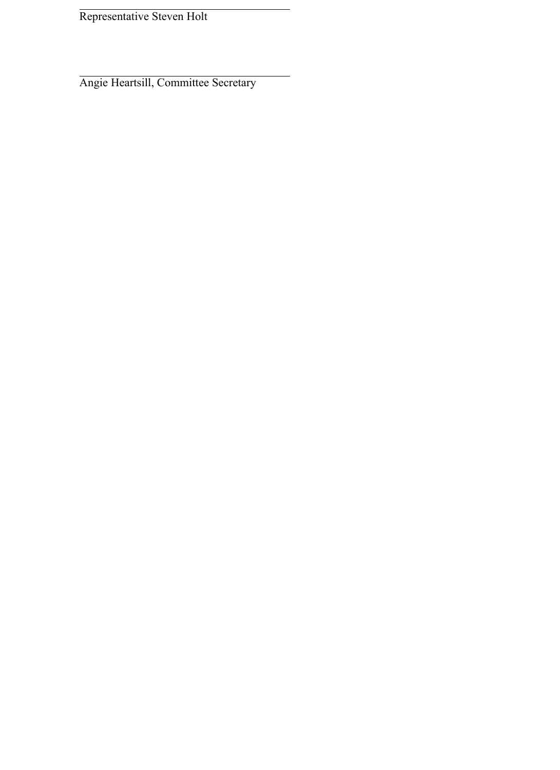\_\_\_\_\_\_\_\_\_\_\_\_\_\_\_\_\_\_\_\_\_\_\_\_\_\_\_\_\_\_\_\_\_\_\_\_

Representative Steven Holt

\_\_\_\_\_\_\_\_\_\_\_\_\_\_\_\_\_\_\_\_\_\_\_\_\_\_\_\_\_\_\_\_\_\_\_\_

Angie Heartsill, Committee Secretary